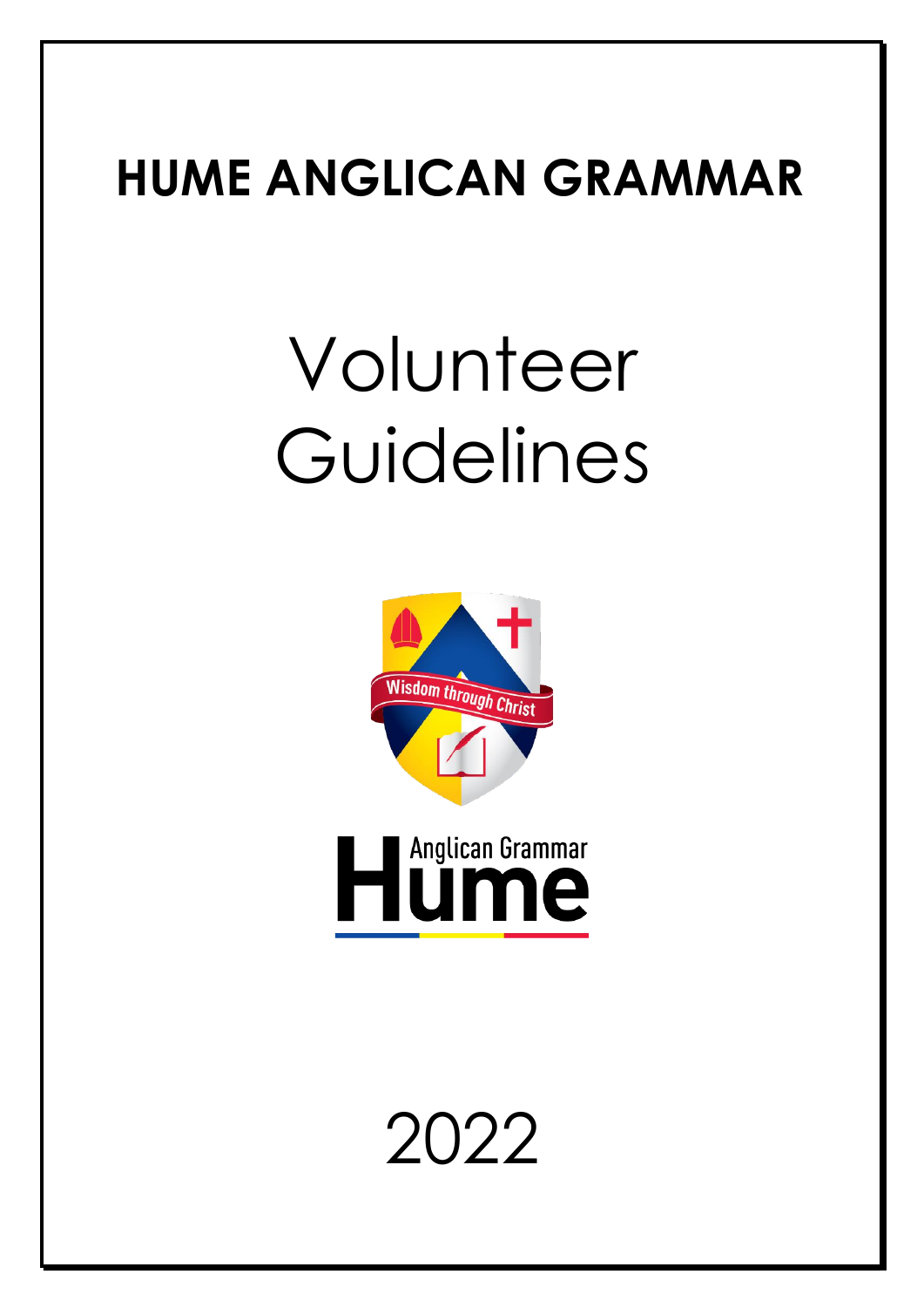# HUME ANGLICAN GRAMMAR

# Volunteer Guidelines

2022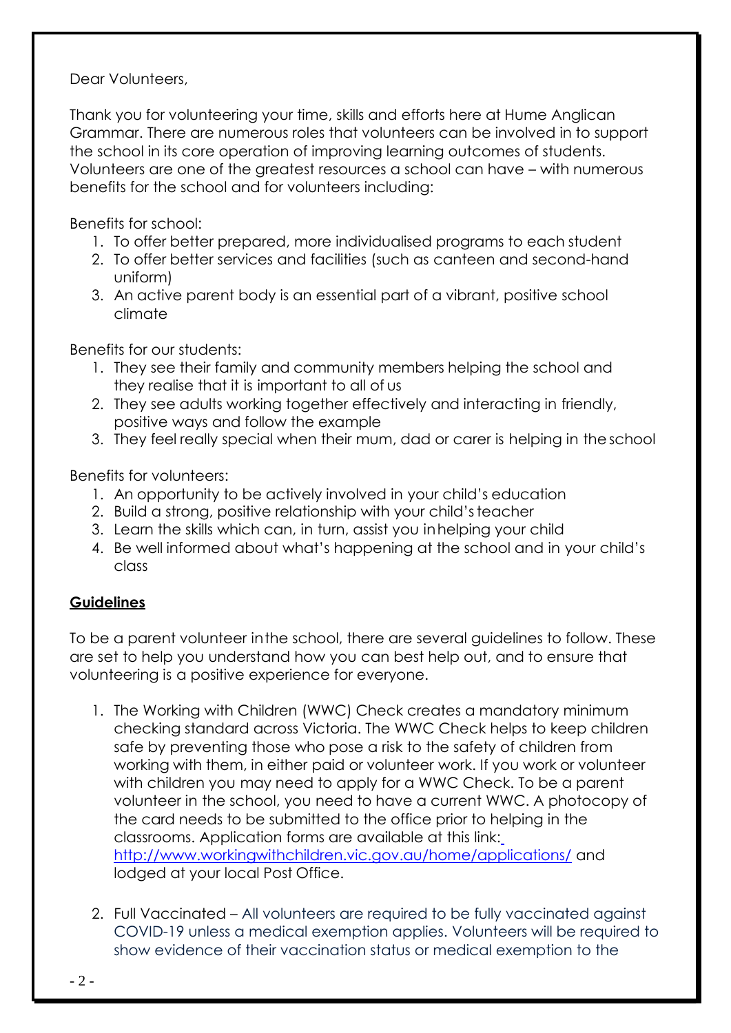Dear Volunteers,

Thank you for volunteering your time, skills and efforts here at Hume Anglican Grammar. There are numerous roles that volunteers can be involved in to support the school in its core operation of improving learning outcomes of students. Volunteers are one of the greatest resources a school can have – with numerous benefits for the school and for volunteers including:

Benefits for school:

1. To offer better prepared, more individualised programs to each student
2. To offer better services and facilities (such as canteen and second-hand uniform)
3. An active parent body is an essential part of a vibrant, positive school climate

Benefits for our students:

1. They see their family and community members helping the school and they realise that it is important to all of us
2. They see adults working together effectively and interacting in friendly, positive ways and follow the example
3. They feel really special when their mum, dad or carer is helping in the school

Benefits for volunteers:

1. An opportunity to be actively involved in your child's education
2. Build a strong, positive relationship with your child's teacher
3. Learn the skills which can, in turn, assist you in helping your child
4. Be well informed about what's happening at the school and in your child's class

## Guidelines

To be a parent volunteer in the school, there are several guidelines to follow. These are set to help you understand how you can best help out, and to ensure that volunteering is a positive experience for everyone.

1. The Working with Children (WWC) Check creates a mandatory minimum checking standard across Victoria. The WWC Check helps to keep children safe by preventing those who pose a risk to the safety of children from working with them, in either paid or volunteer work. If you work or volunteer with children you may need to apply for a WWC Check. To be a parent volunteer in the school, you need to have a current WWC. A photocopy of the card needs to be submitted to the office prior to helping in the classrooms. Application forms are available at this link: http://www.workingwithchildren.vic.gov.au/home/applications/ and lodged at your local Post Office.

2. Full Vaccinated – All volunteers are required to be fully vaccinated against COVID-19 unless a medical exemption applies. Volunteers will be required to show evidence of their vaccination status or medical exemption to the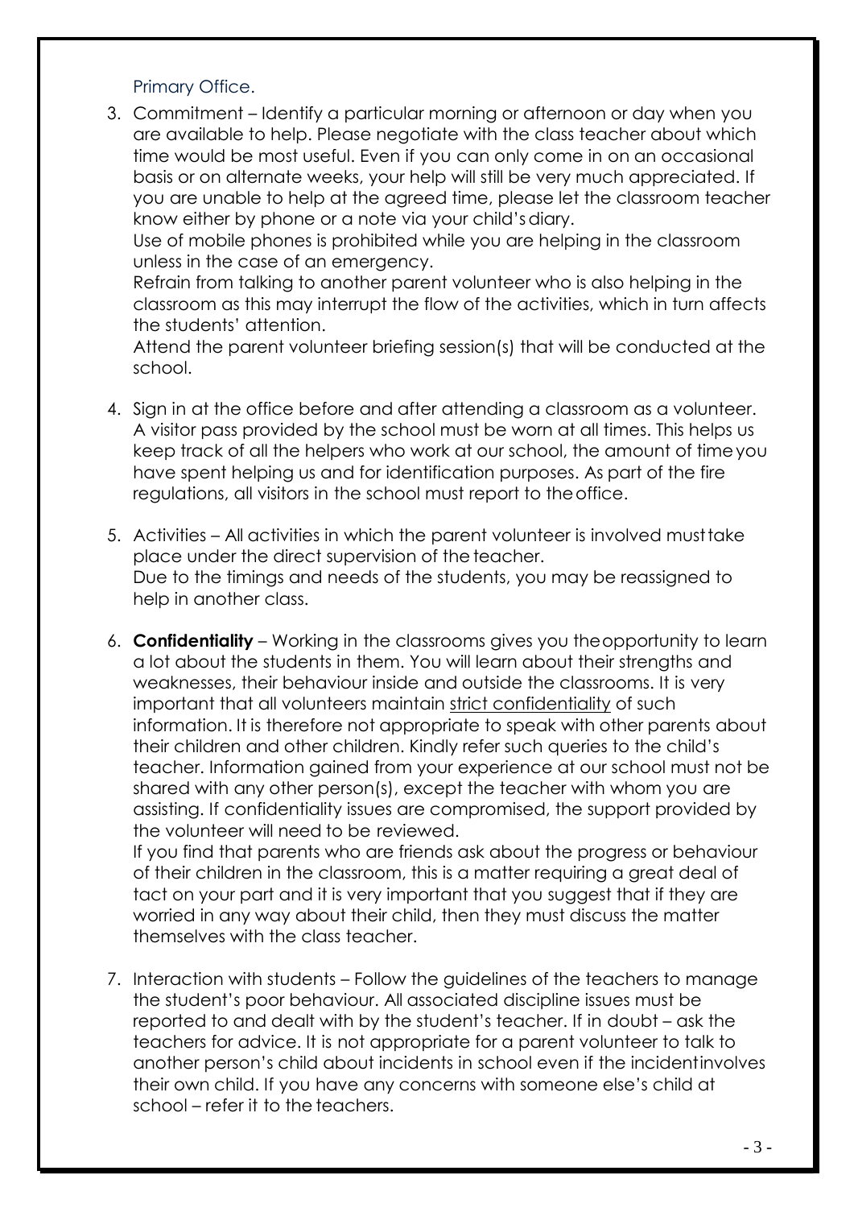Primary Office.

3. Commitment – Identify a particular morning or afternoon or day when you are available to help. Please negotiate with the class teacher about which time would be most useful. Even if you can only come in on an occasional basis or on alternate weeks, your help will still be very much appreciated. If you are unable to help at the agreed time, please let the classroom teacher know either by phone or a note via your child's diary.
   Use of mobile phones is prohibited while you are helping in the classroom unless in the case of an emergency.
   Refrain from talking to another parent volunteer who is also helping in the classroom as this may interrupt the flow of the activities, which in turn affects the students' attention.
   Attend the parent volunteer briefing session(s) that will be conducted at the school.

4. Sign in at the office before and after attending a classroom as a volunteer. A visitor pass provided by the school must be worn at all times. This helps us keep track of all the helpers who work at our school, the amount of time you have spent helping us and for identification purposes. As part of the fire regulations, all visitors in the school must report to the office.

5. Activities – All activities in which the parent volunteer is involved must take place under the direct supervision of the teacher.
   Due to the timings and needs of the students, you may be reassigned to help in another class.

6. **Confidentiality** – Working in the classrooms gives you the opportunity to learn a lot about the students in them. You will learn about their strengths and weaknesses, their behaviour inside and outside the classrooms. It is very important that all volunteers maintain strict confidentiality of such information. It is therefore not appropriate to speak with other parents about their children and other children. Kindly refer such queries to the child's teacher. Information gained from your experience at our school must not be shared with any other person(s), except the teacher with whom you are assisting. If confidentiality issues are compromised, the support provided by the volunteer will need to be reviewed.
   If you find that parents who are friends ask about the progress or behaviour of their children in the classroom, this is a matter requiring a great deal of tact on your part and it is very important that you suggest that if they are worried in any way about their child, then they must discuss the matter themselves with the class teacher.

7. Interaction with students – Follow the guidelines of the teachers to manage the student's poor behaviour. All associated discipline issues must be reported to and dealt with by the student's teacher. If in doubt – ask the teachers for advice. It is not appropriate for a parent volunteer to talk to another person's child about incidents in school even if the incident involves their own child. If you have any concerns with someone else's child at school – refer it to the teachers.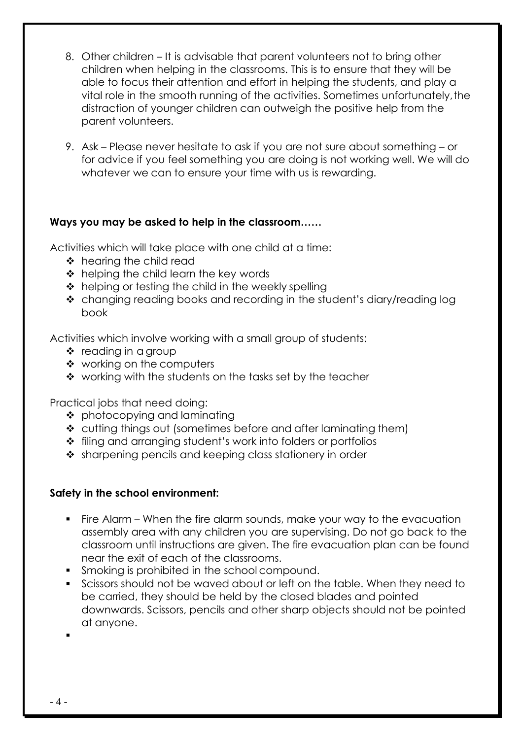8. Other children – It is advisable that parent volunteers not to bring other children when helping in the classrooms. This is to ensure that they will be able to focus their attention and effort in helping the students, and play a vital role in the smooth running of the activities. Sometimes unfortunately, the distraction of younger children can outweigh the positive help from the parent volunteers.

9. Ask – Please never hesitate to ask if you are not sure about something – or for advice if you feel something you are doing is not working well. We will do whatever we can to ensure your time with us is rewarding.

**Ways you may be asked to help in the classroom……**

Activities which will take place with one child at a time:

- hearing the child read
- helping the child learn the key words
- helping or testing the child in the weekly spelling
- changing reading books and recording in the student's diary/reading log book

Activities which involve working with a small group of students:

- reading in a group
- working on the computers
- working with the students on the tasks set by the teacher

Practical jobs that need doing:

- photocopying and laminating
- cutting things out (sometimes before and after laminating them)
- filing and arranging student's work into folders or portfolios
- sharpening pencils and keeping class stationery in order

**Safety in the school environment:**

- Fire Alarm – When the fire alarm sounds, make your way to the evacuation assembly area with any children you are supervising. Do not go back to the classroom until instructions are given. The fire evacuation plan can be found near the exit of each of the classrooms.
- Smoking is prohibited in the school compound.
- Scissors should not be waved about or left on the table. When they need to be carried, they should be held by the closed blades and pointed downwards. Scissors, pencils and other sharp objects should not be pointed at anyone.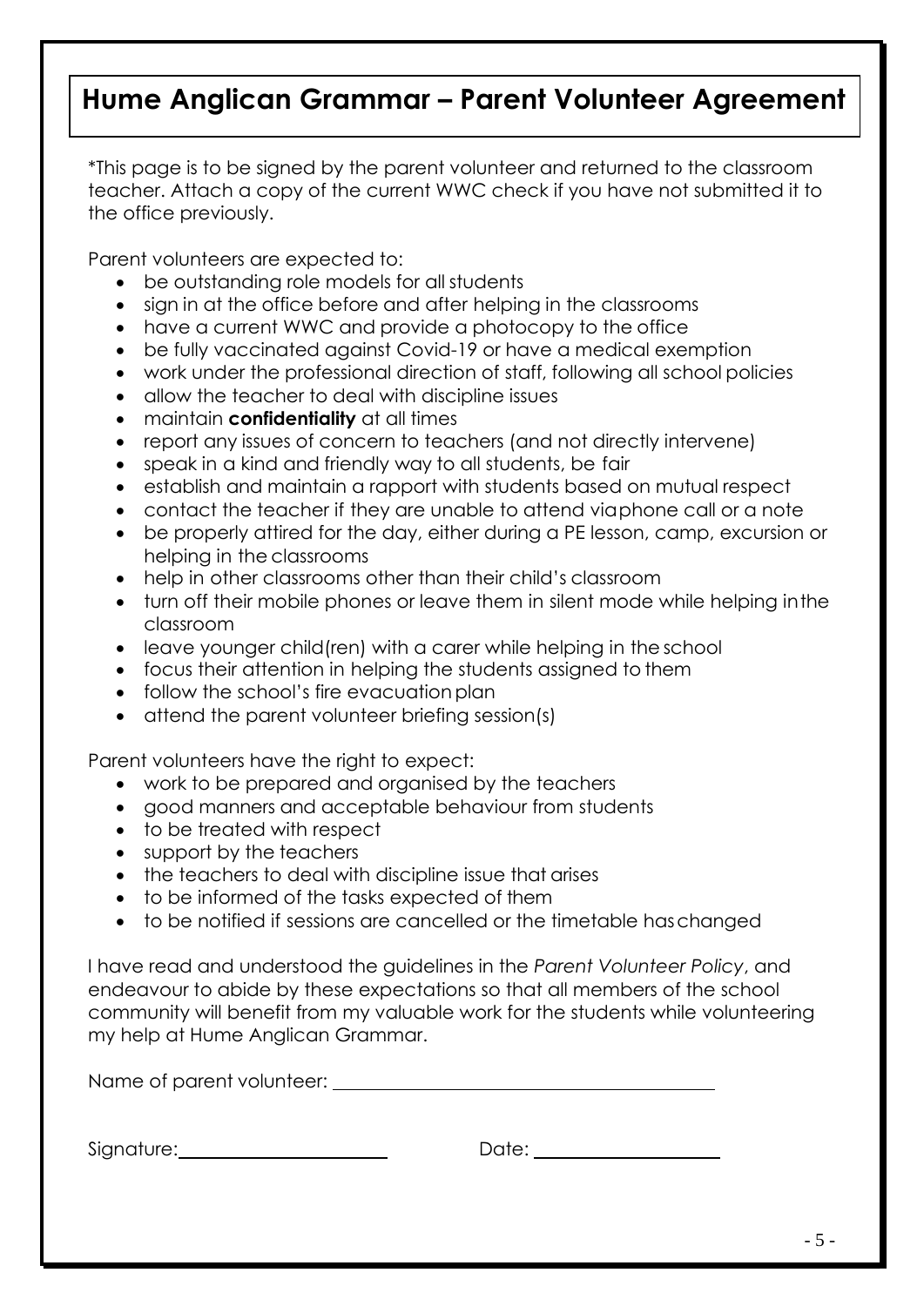# Hume Anglican Grammar – Parent Volunteer Agreement

*This page is to be signed by the parent volunteer and returned to the classroom teacher. Attach a copy of the current WWC check if you have not submitted it to the office previously.

Parent volunteers are expected to:

- be outstanding role models for all students
- sign in at the office before and after helping in the classrooms
- have a current WWC and provide a photocopy to the office
- be fully vaccinated against Covid-19 or have a medical exemption
- work under the professional direction of staff, following all school policies
- allow the teacher to deal with discipline issues
- maintain **confidentiality** at all times
- report any issues of concern to teachers (and not directly intervene)
- speak in a kind and friendly way to all students, be fair
- establish and maintain a rapport with students based on mutual respect
- contact the teacher if they are unable to attend viaphone call or a note
- be properly attired for the day, either during a PE lesson, camp, excursion or helping in the classrooms
- help in other classrooms other than their child's classroom
- turn off their mobile phones or leave them in silent mode while helping inthe classroom
- leave younger child(ren) with a carer while helping in the school
- focus their attention in helping the students assigned to them
- follow the school's fire evacuation plan
- attend the parent volunteer briefing session(s)

Parent volunteers have the right to expect:

- work to be prepared and organised by the teachers
- good manners and acceptable behaviour from students
- to be treated with respect
- support by the teachers
- the teachers to deal with discipline issue that arises
- to be informed of the tasks expected of them
- to be notified if sessions are cancelled or the timetable haschanged

I have read and understood the guidelines in the *Parent Volunteer Policy*, and endeavour to abide by these expectations so that all members of the school community will benefit from my valuable work for the students while volunteering my help at Hume Anglican Grammar.

Name of parent volunteer: ______________________________

Signature: ____________________ Date: ____________________